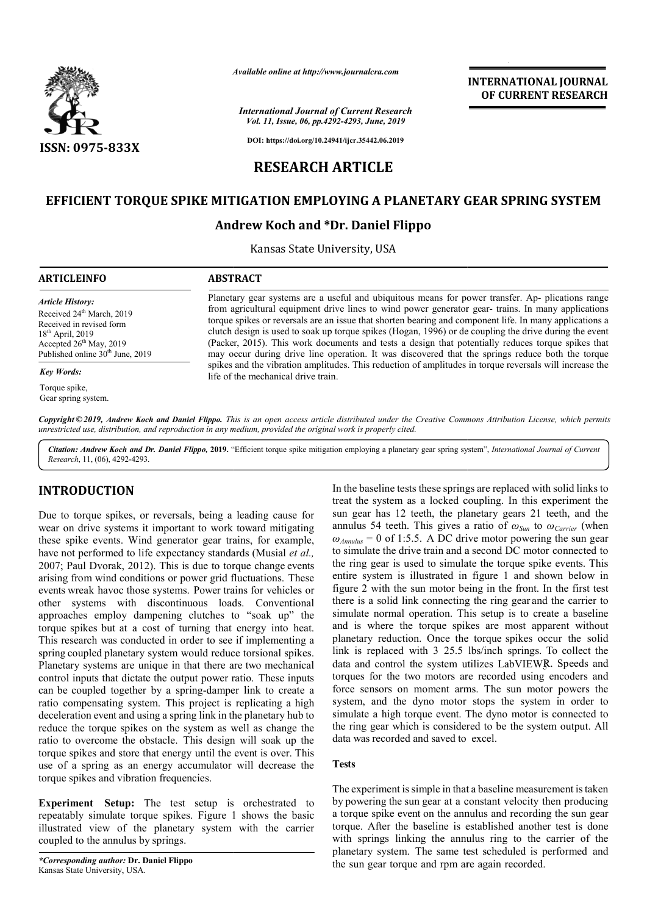# EFFICIENT TORQUE SPIKE MITIGATION EMPLOYING A PLANETARY GEAR SPRING SYSTEM

**Andrew Koch and \*Dr. Daniel Flippo**

Kansas State University, USA

## ARTICLE INFO

*Article History:*

Received 24th March, 2019
Received in revised form 18th April, 2019
Accepted 26th May, 2019
Published online 30th June, 2019

*Key Words:*

Torque spike, Gear spring system.

## ABSTRACT

Planetary gear systems are a useful and ubiquitous means for power transfer. Ap- plications range from agricultural equipment drive lines to wind power generator gear- trains. In many applications torque spikes or reversals are an issue that shorten bearing and component life. In many applications a clutch design is used to soak up torque spikes (Hogan, 1996) or de coupling the drive during the event (Packer, 2015). This work documents and tests a design that potentially reduces torque spikes that may occur during drive line operation. It was discovered that the springs reduce both the torque spikes and the vibration amplitudes. This reduction of amplitudes in torque reversals will increase the life of the mechanical drive train.

*Copyright © 2019, Andrew Koch and Daniel Flippo. This is an open access article distributed under the Creative Commons Attribution License, which permits unrestricted use, distribution, and reproduction in any medium, provided the original work is properly cited.*

***Citation: Andrew Koch and Dr. Daniel Flippo,*** **2019.** "Efficient torque spike mitigation employing a planetary gear spring system", *International Journal of Current Research*, 11, (06), 4292-4293.

## INTRODUCTION

Due to torque spikes, or reversals, being a leading cause for wear on drive systems it important to work toward mitigating these spike events. Wind generator gear trains, for example, have not performed to life expectancy standards (Musial *et al.,* 2007; Paul Dvorak, 2012). This is due to torque change events arising from wind conditions or power grid fluctuations. These events wreak havoc those systems. Power trains for vehicles or other systems with discontinuous loads. Conventional approaches employ dampening clutches to "soak up" the torque spikes but at a cost of turning that energy into heat. This research was conducted in order to see if implementing a spring coupled planetary system would reduce torsional spikes. Planetary systems are unique in that there are two mechanical control inputs that dictate the output power ratio. These inputs can be coupled together by a spring-damper link to create a ratio compensating system. This project is replicating a high deceleration event and using a spring link in the planetary hub to reduce the torque spikes on the system as well as change the ratio to overcome the obstacle. This design will soak up the torque spikes and store that energy until the event is over. This use of a spring as an energy accumulator will decrease the torque spikes and vibration frequencies.

**Experiment Setup:** The test setup is orchestrated to repeatably simulate torque spikes. Figure 1 shows the basic illustrated view of the planetary system with the carrier coupled to the annulus by springs.

In the baseline tests these springs are replaced with solid links to treat the system as a locked coupling. In this experiment the sun gear has 12 teeth, the planetary gears 21 teeth, and the annulus 54 teeth. This gives a ratio of $\omega_{Sun}$ to $\omega_{Carrier}$ (when $\omega_{Annulus} = 0$ of 1:5.5. A DC drive motor powering the sun gear to simulate the drive train and a second DC motor connected to the ring gear is used to simulate the torque spike events. This entire system is illustrated in figure 1 and shown below in figure 2 with the sun motor being in the front. In the first test there is a solid link connecting the ring gear and the carrier to simulate normal operation. This setup is to create a baseline and is where the torque spikes are most apparent without planetary reduction. Once the torque spikes occur the solid link is replaced with 3 25.5 lbs/inch springs. To collect the data and control the system utilizes LabVIEW R. Speeds and torques for the two motors are recorded using encoders and force sensors on moment arms. The sun motor powers the system, and the dyno motor stops the system in order to simulate a high torque event. The dyno motor is connected to the ring gear which is considered to be the system output. All data was recorded and saved to excel.

### Tests

The experiment is simple in that a baseline measurement is taken by powering the sun gear at a constant velocity then producing a torque spike event on the annulus and recording the sun gear torque. After the baseline is established another test is done with springs linking the annulus ring to the carrier of the planetary system. The same test scheduled is performed and the sun gear torque and rpm are again recorded.

*\*Corresponding author:* **Dr. Daniel Flippo**
Kansas State University, USA.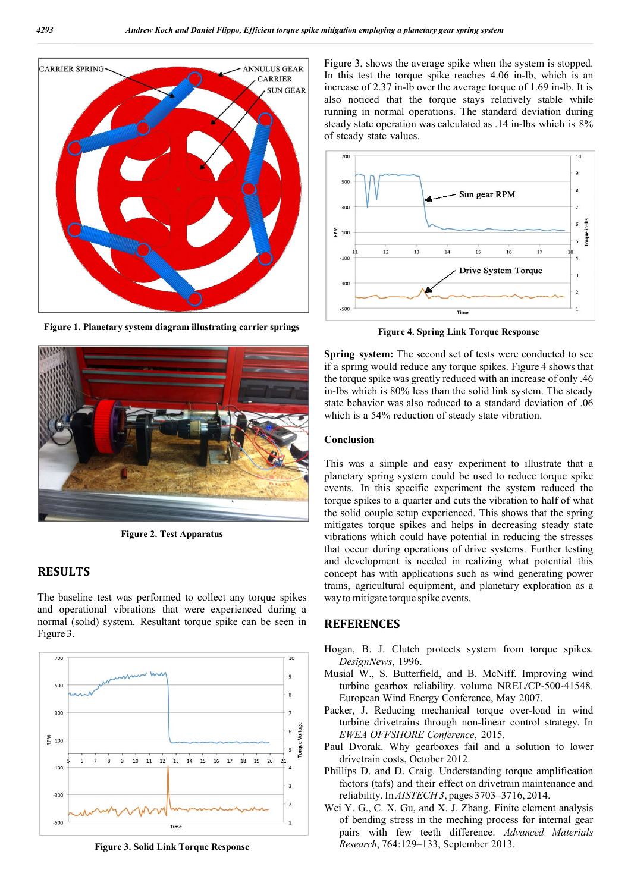CARRIER SPRING

ANNULUS GEAR

CARRIER

SUN GEAR

Figure 1. Planetary system diagram illustrating carrier springs

Figure 2. Test Apparatus

## RESULTS

The baseline test was performed to collect any torque spikes and operational vibrations that were experienced during a normal (solid) system. Resultant torque spike can be seen in Figure 3.

700
500
300
100
-100
-300
-500
RPM
5 6 7 8 9 10 11 12 13 14 15 16 17 18 19 20 21
Time
10
9
8
7
6
5
4
3
2
1
Torque Voltage

Figure 3. Solid Link Torque Response

Figure 3, shows the average spike when the system is stopped. In this test the torque spike reaches 4.06 in-lb, which is an increase of 2.37 in-lb over the average torque of 1.69 in-lb. It is also noticed that the torque stays relatively stable while running in normal operations. The standard deviation during steady state operation was calculated as .14 in-lbs which is 8% of steady state values.

700
500
300
100
-100
-300
-500
RPM
11 12 13 14 15 16 17 18
Time
Sun gear RPM
Drive System Torque
10
9
8
7
6
5
4
3
2
1
Torque in-lbs

Figure 4. Spring Link Torque Response

**Spring system:** The second set of tests were conducted to see if a spring would reduce any torque spikes. Figure 4 shows that the torque spike was greatly reduced with an increase of only .46 in-lbs which is 80% less than the solid link system. The steady state behavior was also reduced to a standard deviation of .06 which is a 54% reduction of steady state vibration.

### Conclusion

This was a simple and easy experiment to illustrate that a planetary spring system could be used to reduce torque spike events. In this specific experiment the system reduced the torque spikes to a quarter and cuts the vibration to half of what the solid couple setup experienced. This shows that the spring mitigates torque spikes and helps in decreasing steady state vibrations which could have potential in reducing the stresses that occur during operations of drive systems. Further testing and development is needed in realizing what potential this concept has with applications such as wind generating power trains, agricultural equipment, and planetary exploration as a way to mitigate torque spike events.

## REFERENCES

Hogan, B. J. Clutch protects system from torque spikes. *DesignNews*, 1996.

Musial W., S. Butterfield, and B. McNiff. Improving wind turbine gearbox reliability. volume NREL/CP-500-41548. European Wind Energy Conference, May 2007.

Packer, J. Reducing mechanical torque over-load in wind turbine drivetrains through non-linear control strategy. In *EWEA OFFSHORE Conference*, 2015.

Paul Dvorak. Why gearboxes fail and a solution to lower drivetrain costs, October 2012.

Phillips D. and D. Craig. Understanding torque amplification factors (tafs) and their effect on drivetrain maintenance and reliability. In *AISTECH 3*, pages 3703–3716, 2014.

Wei Y. G., C. X. Gu, and X. J. Zhang. Finite element analysis of bending stress in the meching process for internal gear pairs with few teeth difference. *Advanced Materials Research*, 764:129–133, September 2013.